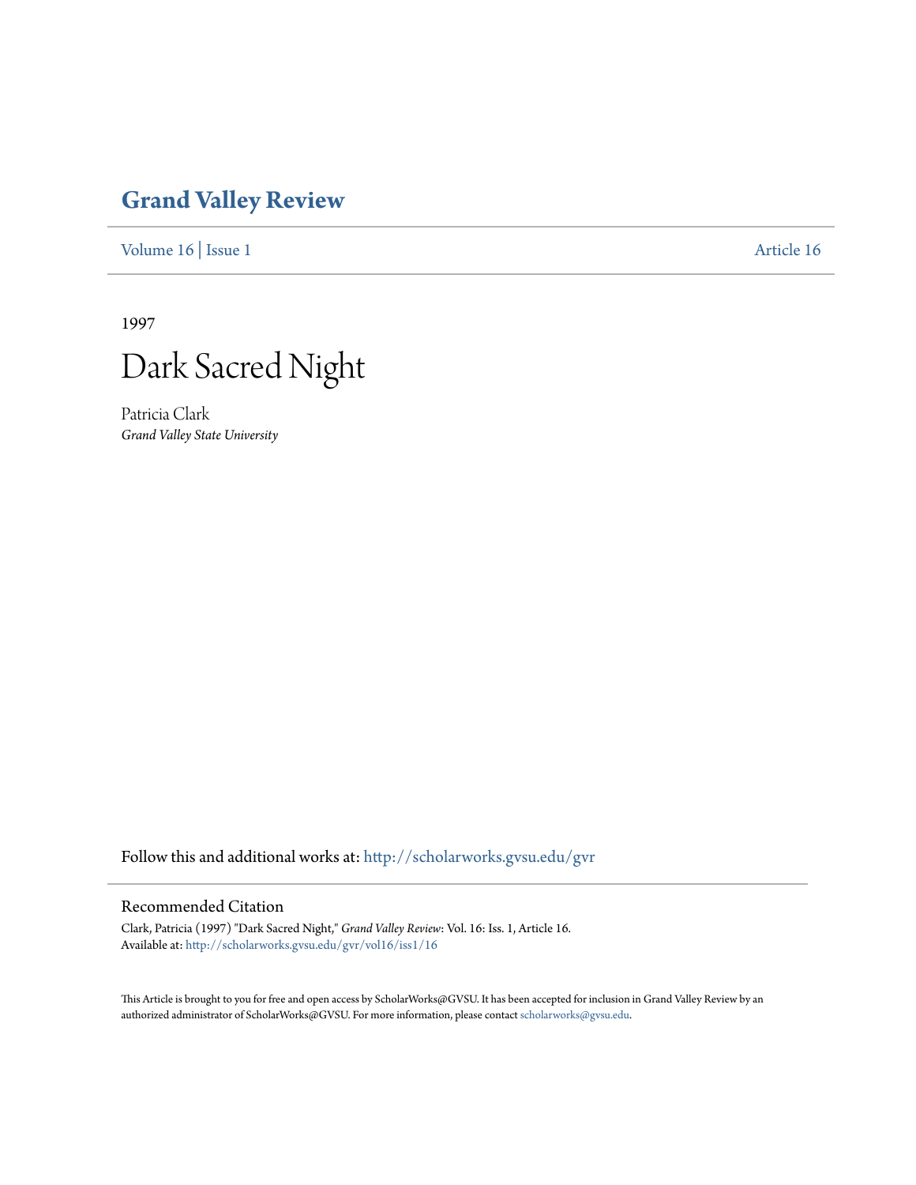# Grand Valley Review

Volume 16 | Issue 1 Article 16

1997

## Dark Sacred Night

Patricia Clark
*Grand Valley State University*

Follow this and additional works at: http://scholarworks.gvsu.edu/gvr

### Recommended Citation

Clark, Patricia (1997) "Dark Sacred Night," *Grand Valley Review*: Vol. 16: Iss. 1, Article 16.
Available at: http://scholarworks.gvsu.edu/gvr/vol16/iss1/16

This Article is brought to you for free and open access by ScholarWorks@GVSU. It has been accepted for inclusion in Grand Valley Review by an authorized administrator of ScholarWorks@GVSU. For more information, please contact scholarworks@gvsu.edu.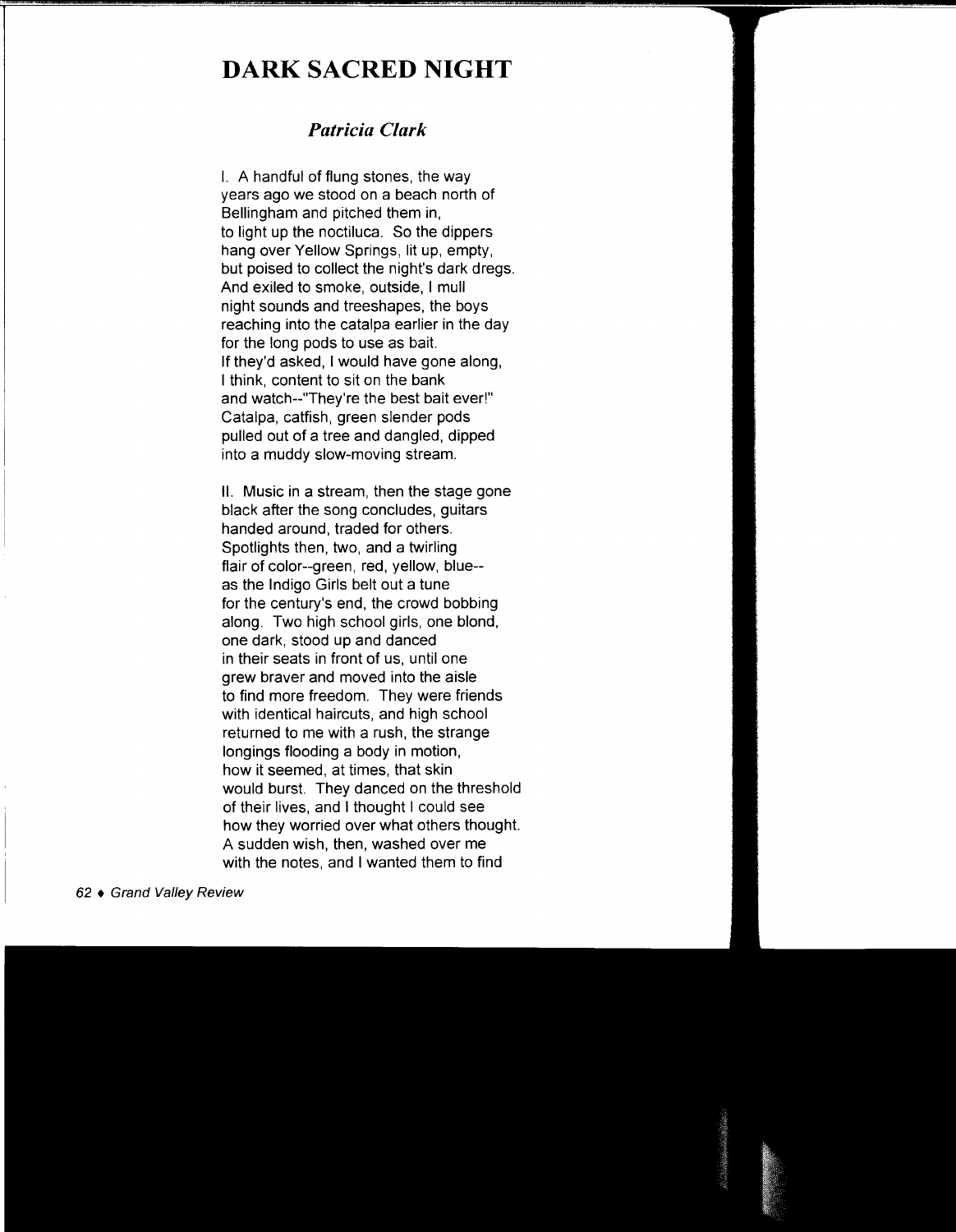# DARK SACRED NIGHT

***Patricia Clark***

I. A handful of flung stones, the way
years ago we stood on a beach north of
Bellingham and pitched them in,
to light up the noctiluca. So the dippers
hang over Yellow Springs, lit up, empty,
but poised to collect the night's dark dregs.
And exiled to smoke, outside, I mull
night sounds and treeshapes, the boys
reaching into the catalpa earlier in the day
for the long pods to use as bait.
If they'd asked, I would have gone along,
I think, content to sit on the bank
and watch--"They're the best bait ever!"
Catalpa, catfish, green slender pods
pulled out of a tree and dangled, dipped
into a muddy slow-moving stream.

II. Music in a stream, then the stage gone
black after the song concludes, guitars
handed around, traded for others.
Spotlights then, two, and a twirling
flair of color--green, red, yellow, blue--
as the Indigo Girls belt out a tune
for the century's end, the crowd bobbing
along. Two high school girls, one blond,
one dark, stood up and danced
in their seats in front of us, until one
grew braver and moved into the aisle
to find more freedom. They were friends
with identical haircuts, and high school
returned to me with a rush, the strange
longings flooding a body in motion,
how it seemed, at times, that skin
would burst. They danced on the threshold
of their lives, and I thought I could see
how they worried over what others thought.
A sudden wish, then, washed over me
with the notes, and I wanted them to find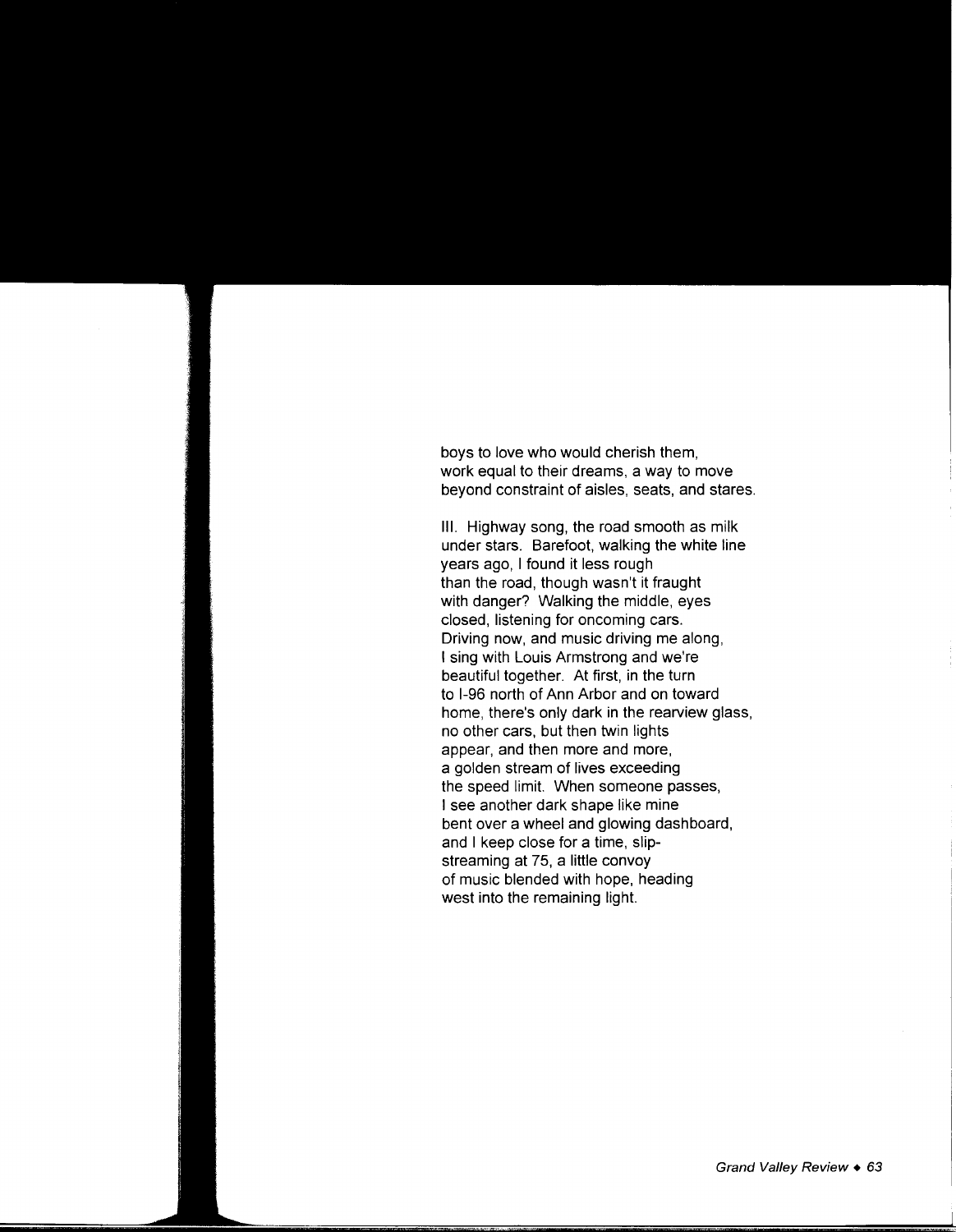boys to love who would cherish them,
work equal to their dreams, a way to move
beyond constraint of aisles, seats, and stares.

III. Highway song, the road smooth as milk
under stars. Barefoot, walking the white line
years ago, I found it less rough
than the road, though wasn't it fraught
with danger? Walking the middle, eyes
closed, listening for oncoming cars.
Driving now, and music driving me along,
I sing with Louis Armstrong and we're
beautiful together. At first, in the turn
to I-96 north of Ann Arbor and on toward
home, there's only dark in the rearview glass,
no other cars, but then twin lights
appear, and then more and more,
a golden stream of lives exceeding
the speed limit. When someone passes,
I see another dark shape like mine
bent over a wheel and glowing dashboard,
and I keep close for a time, slip-
streaming at 75, a little convoy
of music blended with hope, heading
west into the remaining light.